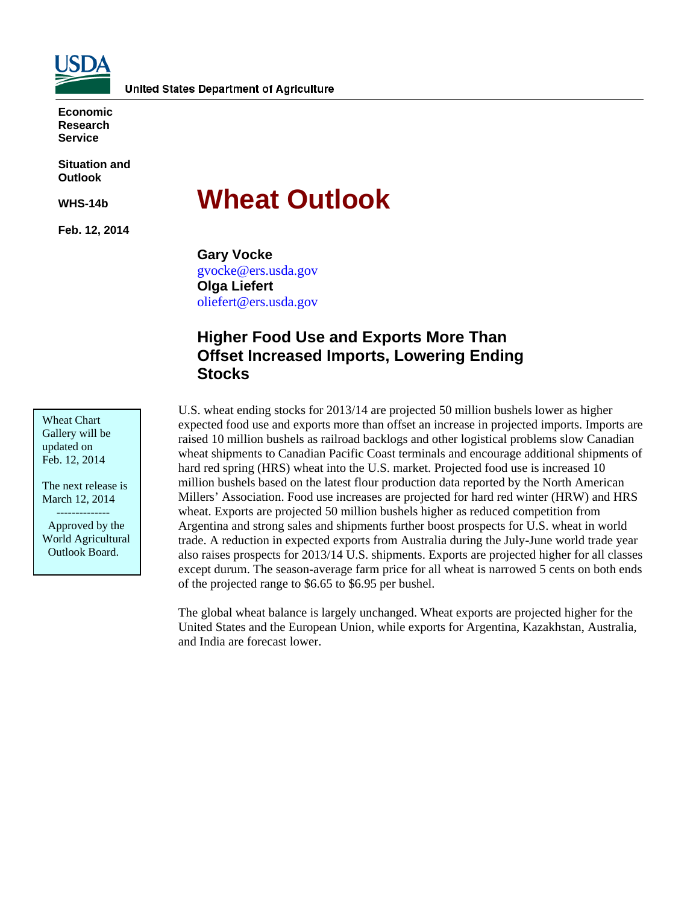United States Department of Agriculture

**Economic Research Service**

**Situation and Outlook**

**WHS-14b**

**Feb. 12, 2014**

# Wheat Outlook

**Gary Vocke**
gvocke@ers.usda.gov
**Olga Liefert**
oliefert@ers.usda.gov

## Higher Food Use and Exports More Than Offset Increased Imports, Lowering Ending Stocks

Wheat Chart Gallery will be updated on Feb. 12, 2014

The next release is March 12, 2014

--------------

Approved by the World Agricultural Outlook Board.

U.S. wheat ending stocks for 2013/14 are projected 50 million bushels lower as higher expected food use and exports more than offset an increase in projected imports. Imports are raised 10 million bushels as railroad backlogs and other logistical problems slow Canadian wheat shipments to Canadian Pacific Coast terminals and encourage additional shipments of hard red spring (HRS) wheat into the U.S. market. Projected food use is increased 10 million bushels based on the latest flour production data reported by the North American Millers' Association. Food use increases are projected for hard red winter (HRW) and HRS wheat. Exports are projected 50 million bushels higher as reduced competition from Argentina and strong sales and shipments further boost prospects for U.S. wheat in world trade. A reduction in expected exports from Australia during the July-June world trade year also raises prospects for 2013/14 U.S. shipments. Exports are projected higher for all classes except durum. The season-average farm price for all wheat is narrowed 5 cents on both ends of the projected range to $6.65 to $6.95 per bushel.

The global wheat balance is largely unchanged. Wheat exports are projected higher for the United States and the European Union, while exports for Argentina, Kazakhstan, Australia, and India are forecast lower.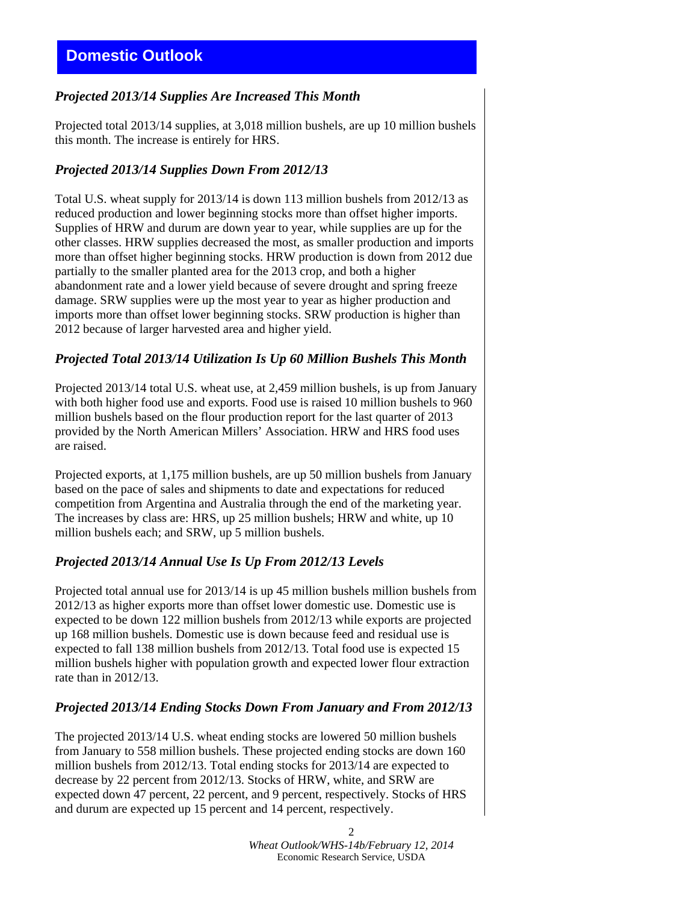# Domestic Outlook

### *Projected 2013/14 Supplies Are Increased This Month*

Projected total 2013/14 supplies, at 3,018 million bushels, are up 10 million bushels this month. The increase is entirely for HRS.

### *Projected 2013/14 Supplies Down From 2012/13*

Total U.S. wheat supply for 2013/14 is down 113 million bushels from 2012/13 as reduced production and lower beginning stocks more than offset higher imports. Supplies of HRW and durum are down year to year, while supplies are up for the other classes. HRW supplies decreased the most, as smaller production and imports more than offset higher beginning stocks. HRW production is down from 2012 due partially to the smaller planted area for the 2013 crop, and both a higher abandonment rate and a lower yield because of severe drought and spring freeze damage. SRW supplies were up the most year to year as higher production and imports more than offset lower beginning stocks. SRW production is higher than 2012 because of larger harvested area and higher yield.

### *Projected Total 2013/14 Utilization Is Up 60 Million Bushels This Month*

Projected 2013/14 total U.S. wheat use, at 2,459 million bushels, is up from January with both higher food use and exports. Food use is raised 10 million bushels to 960 million bushels based on the flour production report for the last quarter of 2013 provided by the North American Millers' Association. HRW and HRS food uses are raised.

Projected exports, at 1,175 million bushels, are up 50 million bushels from January based on the pace of sales and shipments to date and expectations for reduced competition from Argentina and Australia through the end of the marketing year. The increases by class are: HRS, up 25 million bushels; HRW and white, up 10 million bushels each; and SRW, up 5 million bushels.

### *Projected 2013/14 Annual Use Is Up From 2012/13 Levels*

Projected total annual use for 2013/14 is up 45 million bushels million bushels from 2012/13 as higher exports more than offset lower domestic use. Domestic use is expected to be down 122 million bushels from 2012/13 while exports are projected up 168 million bushels. Domestic use is down because feed and residual use is expected to fall 138 million bushels from 2012/13. Total food use is expected 15 million bushels higher with population growth and expected lower flour extraction rate than in 2012/13.

### *Projected 2013/14 Ending Stocks Down From January and From 2012/13*

The projected 2013/14 U.S. wheat ending stocks are lowered 50 million bushels from January to 558 million bushels. These projected ending stocks are down 160 million bushels from 2012/13. Total ending stocks for 2013/14 are expected to decrease by 22 percent from 2012/13. Stocks of HRW, white, and SRW are expected down 47 percent, 22 percent, and 9 percent, respectively. Stocks of HRS and durum are expected up 15 percent and 14 percent, respectively.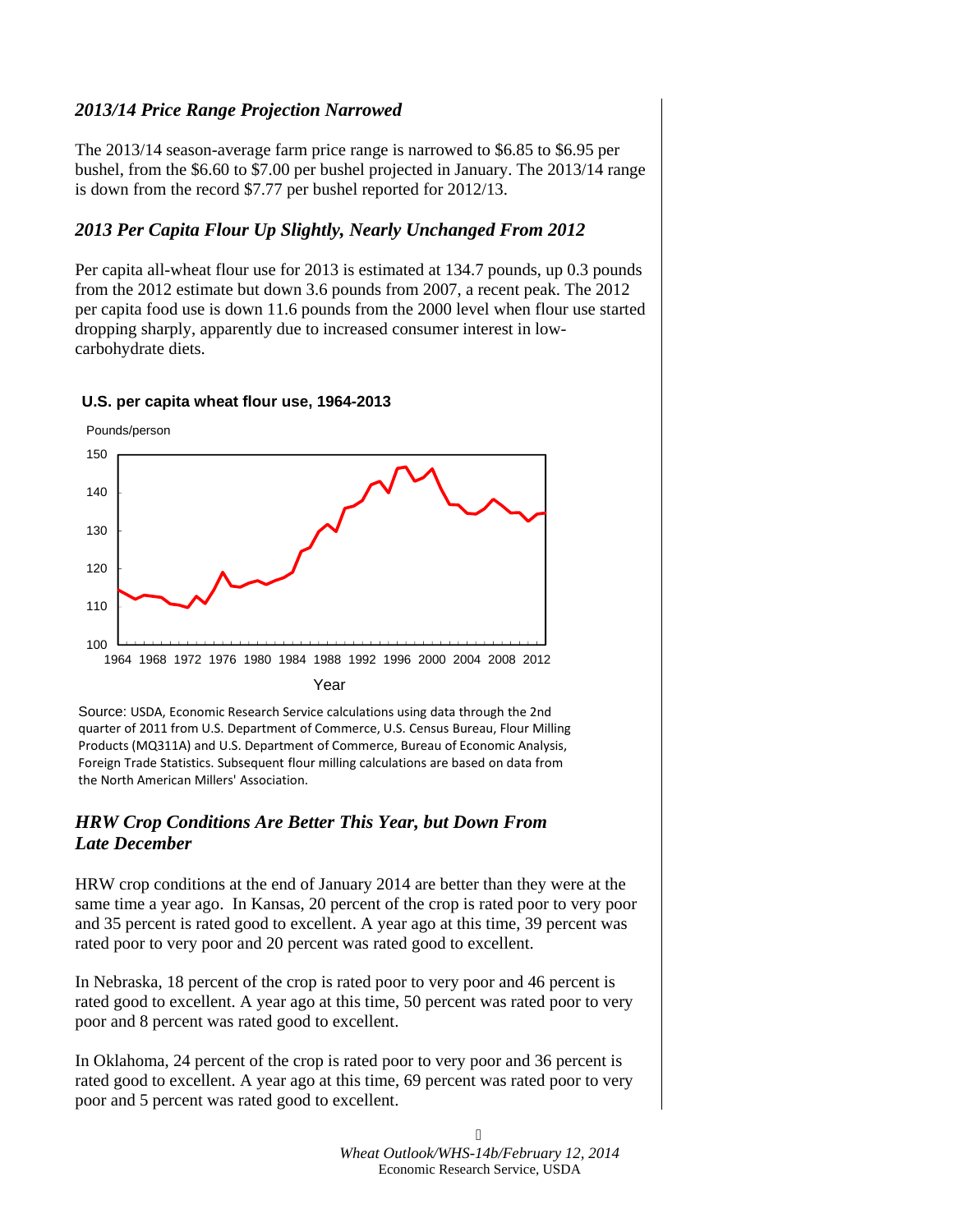## *2013/14 Price Range Projection Narrowed*

The 2013/14 season-average farm price range is narrowed to $6.85 to $6.95 per bushel, from the $6.60 to $7.00 per bushel projected in January. The 2013/14 range is down from the record $7.77 per bushel reported for 2012/13.

## *2013 Per Capita Flour Up Slightly, Nearly Unchanged From 2012*

Per capita all-wheat flour use for 2013 is estimated at 134.7 pounds, up 0.3 pounds from the 2012 estimate but down 3.6 pounds from 2007, a recent peak. The 2012 per capita food use is down 11.6 pounds from the 2000 level when flour use started dropping sharply, apparently due to increased consumer interest in low-carbohydrate diets.

**U.S. per capita wheat flour use, 1964-2013**

Source: USDA, Economic Research Service calculations using data through the 2nd quarter of 2011 from U.S. Department of Commerce, U.S. Census Bureau, Flour Milling Products (MQ311A) and U.S. Department of Commerce, Bureau of Economic Analysis, Foreign Trade Statistics. Subsequent flour milling calculations are based on data from the North American Millers' Association.

## *HRW Crop Conditions Are Better This Year, but Down From Late December*

HRW crop conditions at the end of January 2014 are better than they were at the same time a year ago. In Kansas, 20 percent of the crop is rated poor to very poor and 35 percent is rated good to excellent. A year ago at this time, 39 percent was rated poor to very poor and 20 percent was rated good to excellent.

In Nebraska, 18 percent of the crop is rated poor to very poor and 46 percent is rated good to excellent. A year ago at this time, 50 percent was rated poor to very poor and 8 percent was rated good to excellent.

In Oklahoma, 24 percent of the crop is rated poor to very poor and 36 percent is rated good to excellent. A year ago at this time, 69 percent was rated poor to very poor and 5 percent was rated good to excellent.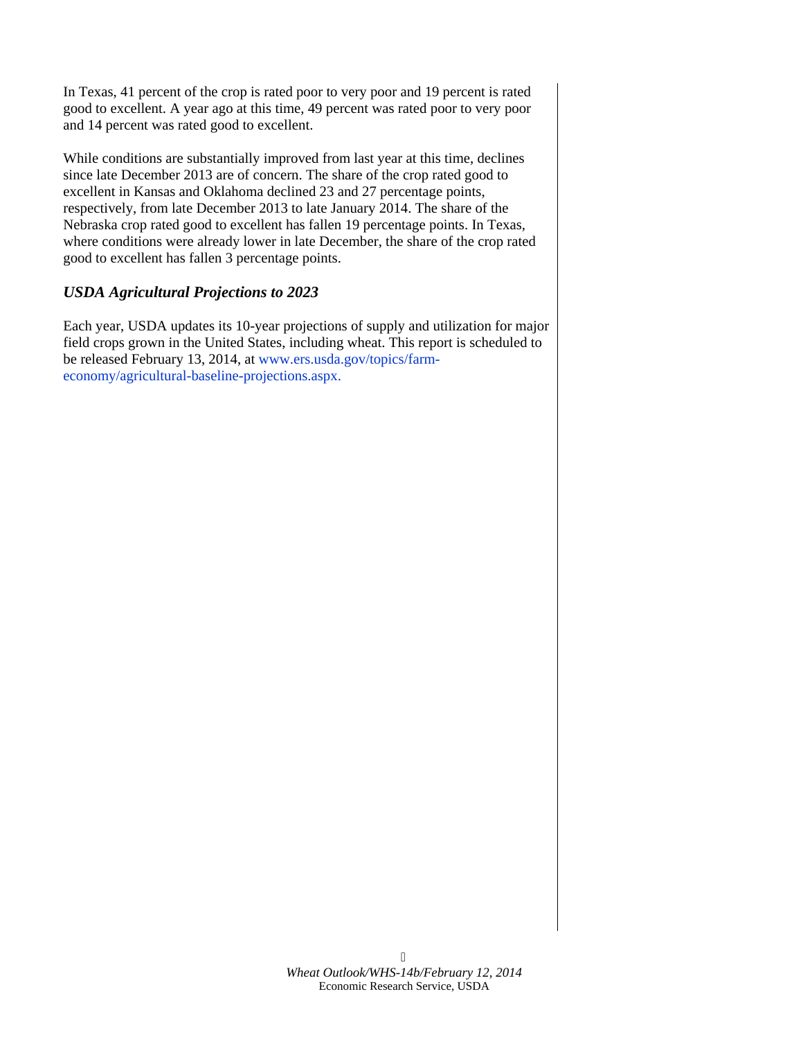In Texas, 41 percent of the crop is rated poor to very poor and 19 percent is rated good to excellent. A year ago at this time, 49 percent was rated poor to very poor and 14 percent was rated good to excellent.

While conditions are substantially improved from last year at this time, declines since late December 2013 are of concern. The share of the crop rated good to excellent in Kansas and Oklahoma declined 23 and 27 percentage points, respectively, from late December 2013 to late January 2014. The share of the Nebraska crop rated good to excellent has fallen 19 percentage points. In Texas, where conditions were already lower in late December, the share of the crop rated good to excellent has fallen 3 percentage points.

### *USDA Agricultural Projections to 2023*

Each year, USDA updates its 10-year projections of supply and utilization for major field crops grown in the United States, including wheat. This report is scheduled to be released February 13, 2014, at www.ers.usda.gov/topics/farm-economy/agricultural-baseline-projections.aspx.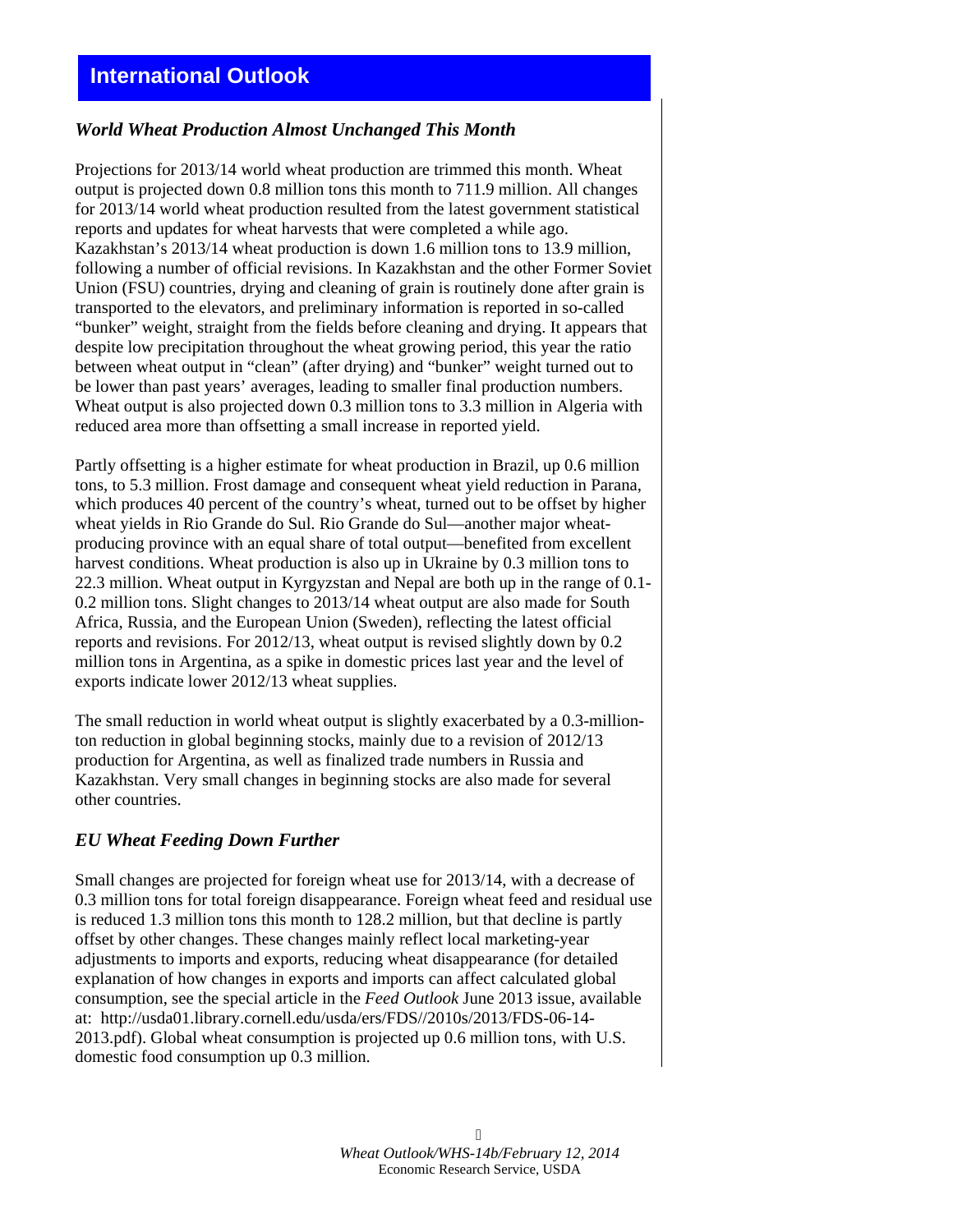## International Outlook

### *World Wheat Production Almost Unchanged This Month*

Projections for 2013/14 world wheat production are trimmed this month. Wheat output is projected down 0.8 million tons this month to 711.9 million. All changes for 2013/14 world wheat production resulted from the latest government statistical reports and updates for wheat harvests that were completed a while ago. Kazakhstan's 2013/14 wheat production is down 1.6 million tons to 13.9 million, following a number of official revisions. In Kazakhstan and the other Former Soviet Union (FSU) countries, drying and cleaning of grain is routinely done after grain is transported to the elevators, and preliminary information is reported in so-called "bunker" weight, straight from the fields before cleaning and drying. It appears that despite low precipitation throughout the wheat growing period, this year the ratio between wheat output in "clean" (after drying) and "bunker" weight turned out to be lower than past years' averages, leading to smaller final production numbers. Wheat output is also projected down 0.3 million tons to 3.3 million in Algeria with reduced area more than offsetting a small increase in reported yield.

Partly offsetting is a higher estimate for wheat production in Brazil, up 0.6 million tons, to 5.3 million. Frost damage and consequent wheat yield reduction in Parana, which produces 40 percent of the country's wheat, turned out to be offset by higher wheat yields in Rio Grande do Sul. Rio Grande do Sul—another major wheat-producing province with an equal share of total output—benefited from excellent harvest conditions. Wheat production is also up in Ukraine by 0.3 million tons to 22.3 million. Wheat output in Kyrgyzstan and Nepal are both up in the range of 0.1-0.2 million tons. Slight changes to 2013/14 wheat output are also made for South Africa, Russia, and the European Union (Sweden), reflecting the latest official reports and revisions. For 2012/13, wheat output is revised slightly down by 0.2 million tons in Argentina, as a spike in domestic prices last year and the level of exports indicate lower 2012/13 wheat supplies.

The small reduction in world wheat output is slightly exacerbated by a 0.3-million-ton reduction in global beginning stocks, mainly due to a revision of 2012/13 production for Argentina, as well as finalized trade numbers in Russia and Kazakhstan. Very small changes in beginning stocks are also made for several other countries.

### *EU Wheat Feeding Down Further*

Small changes are projected for foreign wheat use for 2013/14, with a decrease of 0.3 million tons for total foreign disappearance. Foreign wheat feed and residual use is reduced 1.3 million tons this month to 128.2 million, but that decline is partly offset by other changes. These changes mainly reflect local marketing-year adjustments to imports and exports, reducing wheat disappearance (for detailed explanation of how changes in exports and imports can affect calculated global consumption, see the special article in the *Feed Outlook* June 2013 issue, available at: http://usda01.library.cornell.edu/usda/ers/FDS//2010s/2013/FDS-06-14-2013.pdf). Global wheat consumption is projected up 0.6 million tons, with U.S. domestic food consumption up 0.3 million.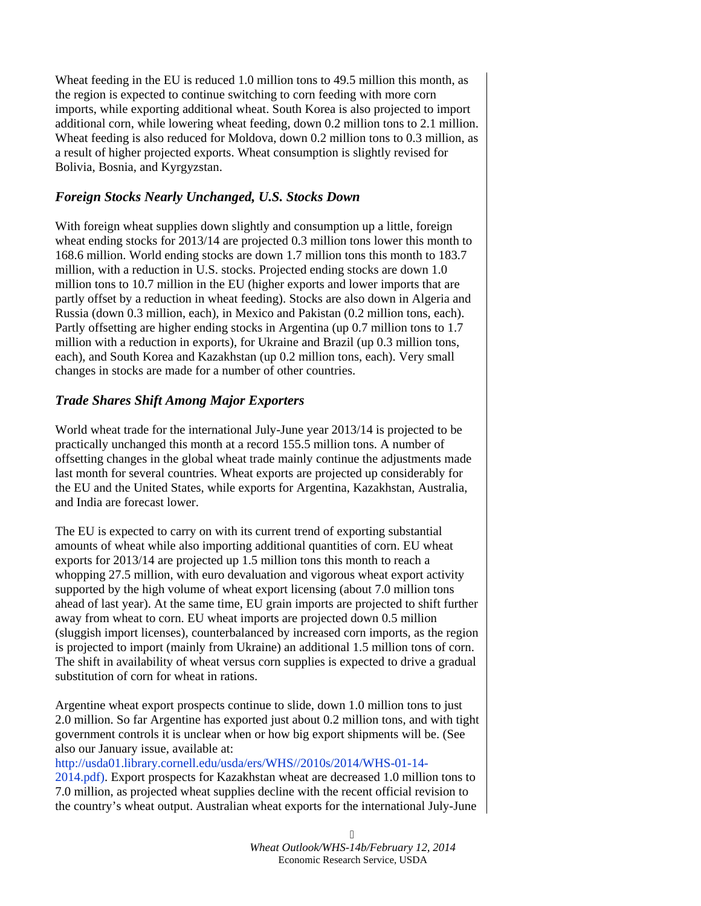Wheat feeding in the EU is reduced 1.0 million tons to 49.5 million this month, as the region is expected to continue switching to corn feeding with more corn imports, while exporting additional wheat. South Korea is also projected to import additional corn, while lowering wheat feeding, down 0.2 million tons to 2.1 million. Wheat feeding is also reduced for Moldova, down 0.2 million tons to 0.3 million, as a result of higher projected exports. Wheat consumption is slightly revised for Bolivia, Bosnia, and Kyrgyzstan.

### *Foreign Stocks Nearly Unchanged, U.S. Stocks Down*

With foreign wheat supplies down slightly and consumption up a little, foreign wheat ending stocks for 2013/14 are projected 0.3 million tons lower this month to 168.6 million. World ending stocks are down 1.7 million tons this month to 183.7 million, with a reduction in U.S. stocks. Projected ending stocks are down 1.0 million tons to 10.7 million in the EU (higher exports and lower imports that are partly offset by a reduction in wheat feeding). Stocks are also down in Algeria and Russia (down 0.3 million, each), in Mexico and Pakistan (0.2 million tons, each). Partly offsetting are higher ending stocks in Argentina (up 0.7 million tons to 1.7 million with a reduction in exports), for Ukraine and Brazil (up 0.3 million tons, each), and South Korea and Kazakhstan (up 0.2 million tons, each). Very small changes in stocks are made for a number of other countries.

### *Trade Shares Shift Among Major Exporters*

World wheat trade for the international July-June year 2013/14 is projected to be practically unchanged this month at a record 155.5 million tons. A number of offsetting changes in the global wheat trade mainly continue the adjustments made last month for several countries. Wheat exports are projected up considerably for the EU and the United States, while exports for Argentina, Kazakhstan, Australia, and India are forecast lower.

The EU is expected to carry on with its current trend of exporting substantial amounts of wheat while also importing additional quantities of corn. EU wheat exports for 2013/14 are projected up 1.5 million tons this month to reach a whopping 27.5 million, with euro devaluation and vigorous wheat export activity supported by the high volume of wheat export licensing (about 7.0 million tons ahead of last year). At the same time, EU grain imports are projected to shift further away from wheat to corn. EU wheat imports are projected down 0.5 million (sluggish import licenses), counterbalanced by increased corn imports, as the region is projected to import (mainly from Ukraine) an additional 1.5 million tons of corn. The shift in availability of wheat versus corn supplies is expected to drive a gradual substitution of corn for wheat in rations.

Argentine wheat export prospects continue to slide, down 1.0 million tons to just 2.0 million. So far Argentine has exported just about 0.2 million tons, and with tight government controls it is unclear when or how big export shipments will be. (See also our January issue, available at: http://usda01.library.cornell.edu/usda/ers/WHS//2010s/2014/WHS-01-14-2014.pdf). Export prospects for Kazakhstan wheat are decreased 1.0 million tons to 7.0 million, as projected wheat supplies decline with the recent official revision to the country's wheat output. Australian wheat exports for the international July-June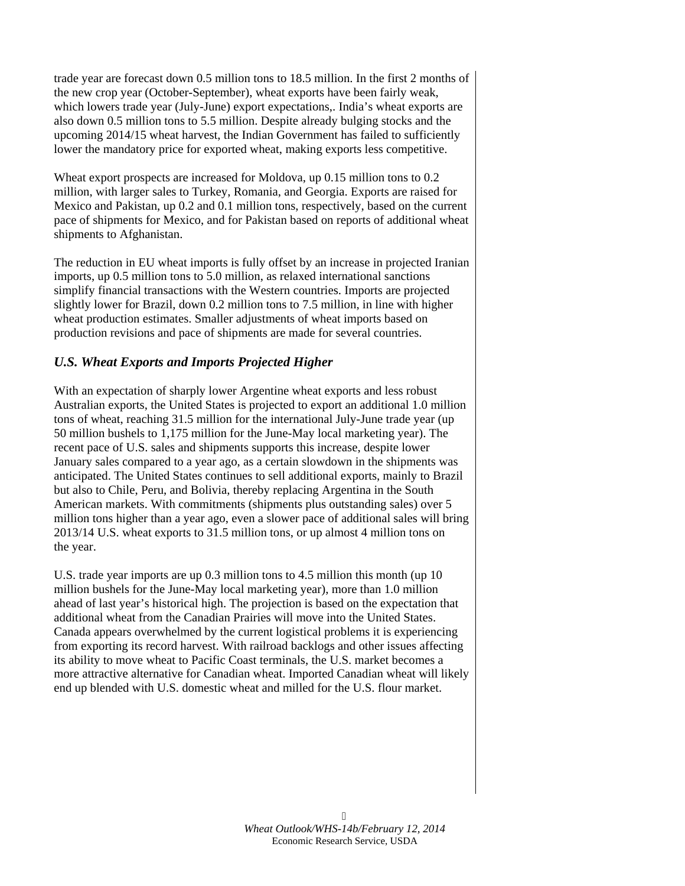trade year are forecast down 0.5 million tons to 18.5 million. In the first 2 months of the new crop year (October-September), wheat exports have been fairly weak, which lowers trade year (July-June) export expectations,. India's wheat exports are also down 0.5 million tons to 5.5 million. Despite already bulging stocks and the upcoming 2014/15 wheat harvest, the Indian Government has failed to sufficiently lower the mandatory price for exported wheat, making exports less competitive.

Wheat export prospects are increased for Moldova, up 0.15 million tons to 0.2 million, with larger sales to Turkey, Romania, and Georgia. Exports are raised for Mexico and Pakistan, up 0.2 and 0.1 million tons, respectively, based on the current pace of shipments for Mexico, and for Pakistan based on reports of additional wheat shipments to Afghanistan.

The reduction in EU wheat imports is fully offset by an increase in projected Iranian imports, up 0.5 million tons to 5.0 million, as relaxed international sanctions simplify financial transactions with the Western countries. Imports are projected slightly lower for Brazil, down 0.2 million tons to 7.5 million, in line with higher wheat production estimates. Smaller adjustments of wheat imports based on production revisions and pace of shipments are made for several countries.

### *U.S. Wheat Exports and Imports Projected Higher*

With an expectation of sharply lower Argentine wheat exports and less robust Australian exports, the United States is projected to export an additional 1.0 million tons of wheat, reaching 31.5 million for the international July-June trade year (up 50 million bushels to 1,175 million for the June-May local marketing year). The recent pace of U.S. sales and shipments supports this increase, despite lower January sales compared to a year ago, as a certain slowdown in the shipments was anticipated. The United States continues to sell additional exports, mainly to Brazil but also to Chile, Peru, and Bolivia, thereby replacing Argentina in the South American markets. With commitments (shipments plus outstanding sales) over 5 million tons higher than a year ago, even a slower pace of additional sales will bring 2013/14 U.S. wheat exports to 31.5 million tons, or up almost 4 million tons on the year.

U.S. trade year imports are up 0.3 million tons to 4.5 million this month (up 10 million bushels for the June-May local marketing year), more than 1.0 million ahead of last year's historical high. The projection is based on the expectation that additional wheat from the Canadian Prairies will move into the United States. Canada appears overwhelmed by the current logistical problems it is experiencing from exporting its record harvest. With railroad backlogs and other issues affecting its ability to move wheat to Pacific Coast terminals, the U.S. market becomes a more attractive alternative for Canadian wheat. Imported Canadian wheat will likely end up blended with U.S. domestic wheat and milled for the U.S. flour market.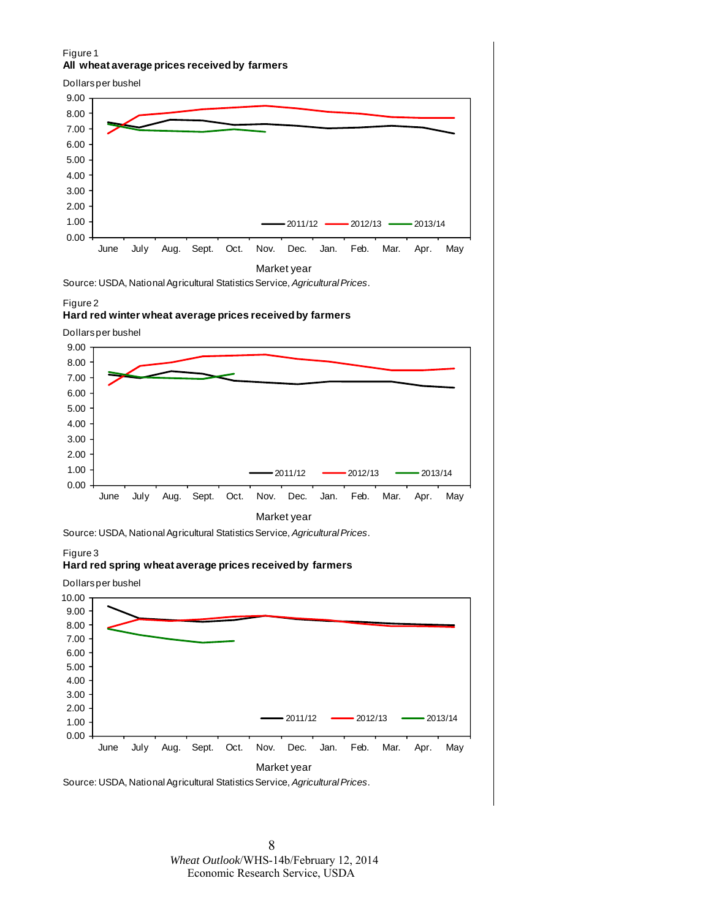Figure 1

**All wheat average prices received by farmers**

Dollars per bushel

Market year

Source: USDA, National Agricultural Statistics Service, *Agricultural Prices*.

Figure 2

**Hard red winter wheat average prices received by farmers**

Dollars per bushel

Market year

Source: USDA, National Agricultural Statistics Service, *Agricultural Prices*.

Figure 3

**Hard red spring wheat average prices received by farmers**

Dollars per bushel

Market year

Source: USDA, National Agricultural Statistics Service, *Agricultural Prices*.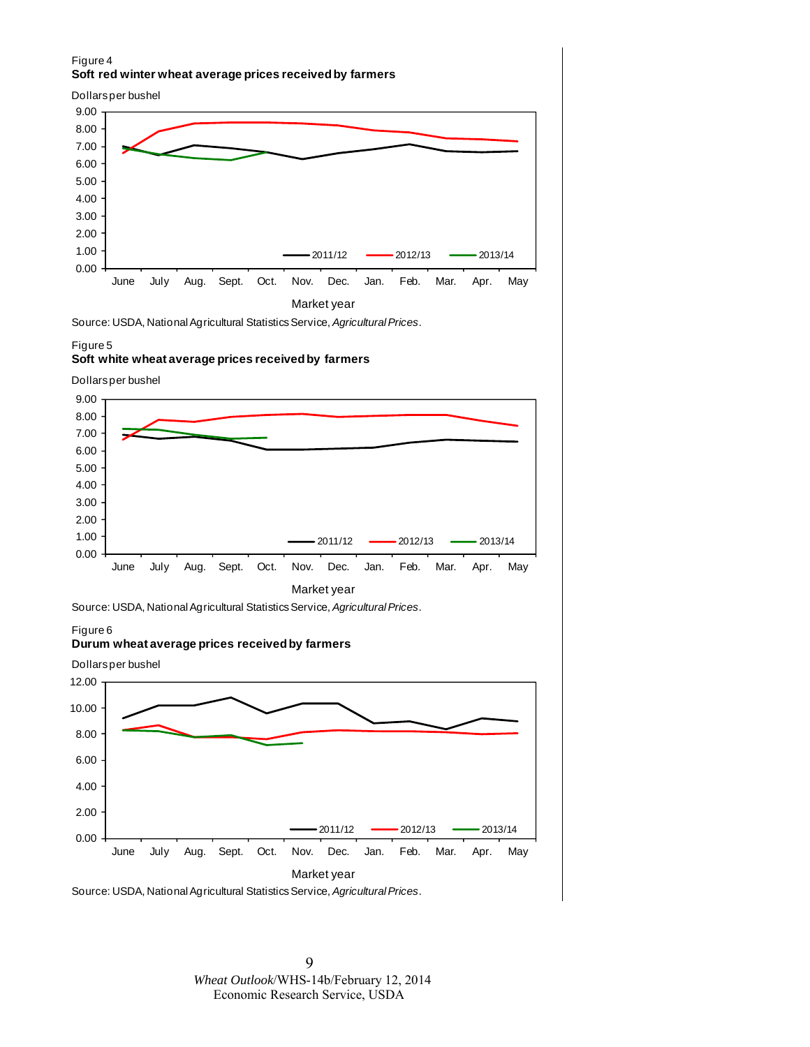Figure 4

**Soft red winter wheat average prices received by farmers**

Dollars per bushel

Market year

Source: USDA, National Agricultural Statistics Service, *Agricultural Prices*.

Figure 5

**Soft white wheat average prices received by farmers**

Dollars per bushel

Market year

Source: USDA, National Agricultural Statistics Service, *Agricultural Prices*.

Figure 6

**Durum wheat average prices received by farmers**

Dollars per bushel

Market year

Source: USDA, National Agricultural Statistics Service, *Agricultural Prices*.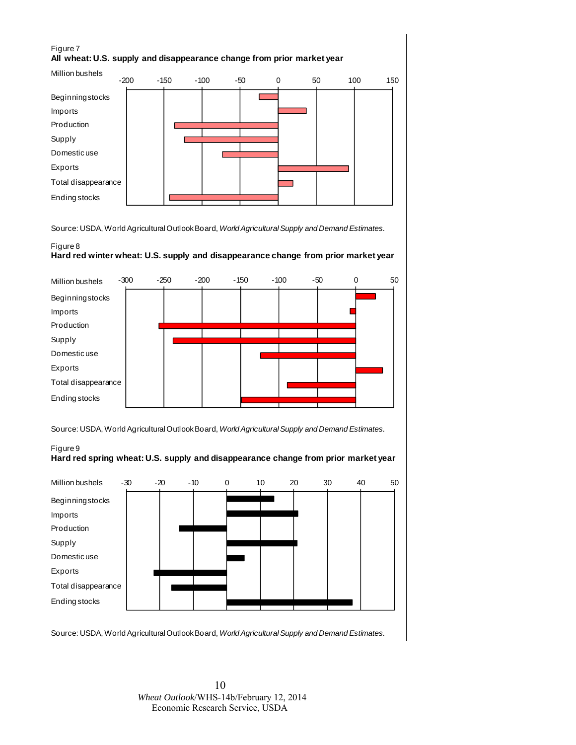Figure 7

**All wheat: U.S. supply and disappearance change from prior market year**

Million bushels

| Category | Axis: -200 to 150 |
|---|---|
| Beginning stocks | |
| Imports | |
| Production | |
| Supply | |
| Domestic use | |
| Exports | |
| Total disappearance | |
| Ending stocks | |

Source: USDA, World Agricultural Outlook Board, *World Agricultural Supply and Demand Estimates*.

Figure 8

**Hard red winter wheat: U.S. supply and disappearance change from prior market year**

Million bushels

| Category | Axis: -300 to 50 |
|---|---|
| Beginning stocks | |
| Imports | |
| Production | |
| Supply | |
| Domestic use | |
| Exports | |
| Total disappearance | |
| Ending stocks | |

Source: USDA, World Agricultural Outlook Board, *World Agricultural Supply and Demand Estimates*.

Figure 9

**Hard red spring wheat: U.S. supply and disappearance change from prior market year**

Million bushels

| Category | Axis: -30 to 50 |
|---|---|
| Beginning stocks | |
| Imports | |
| Production | |
| Supply | |
| Domestic use | |
| Exports | |
| Total disappearance | |
| Ending stocks | |

Source: USDA, World Agricultural Outlook Board, *World Agricultural Supply and Demand Estimates*.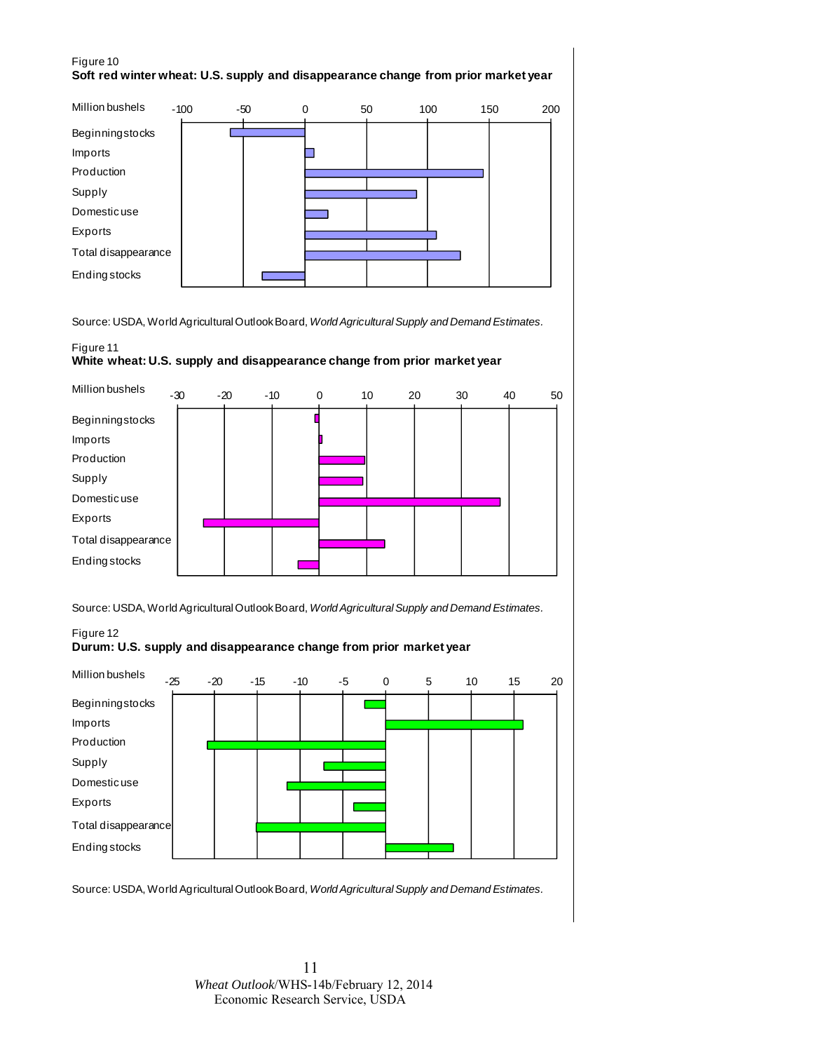Figure 10

**Soft red winter wheat: U.S. supply and disappearance change from prior market year**

Source: USDA, World Agricultural Outlook Board, *World Agricultural Supply and Demand Estimates*.

Figure 11

**White wheat: U.S. supply and disappearance change from prior market year**

Source: USDA, World Agricultural Outlook Board, *World Agricultural Supply and Demand Estimates*.

Figure 12

**Durum: U.S. supply and disappearance change from prior market year**

Source: USDA, World Agricultural Outlook Board, *World Agricultural Supply and Demand Estimates*.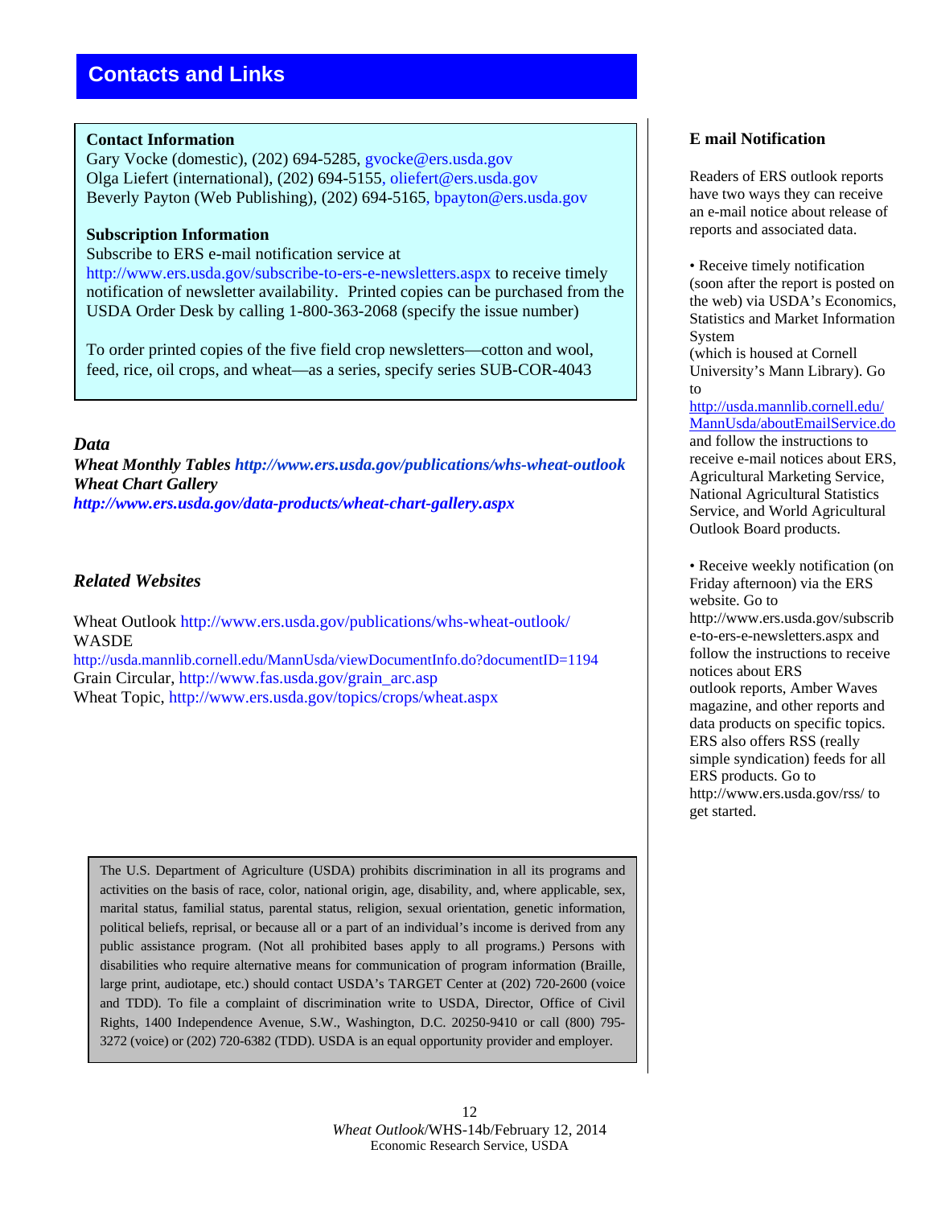## Contacts and Links

**Contact Information**
Gary Vocke (domestic), (202) 694-5285, gvocke@ers.usda.gov
Olga Liefert (international), (202) 694-5155, oliefert@ers.usda.gov
Beverly Payton (Web Publishing), (202) 694-5165, bpayton@ers.usda.gov

**Subscription Information**
Subscribe to ERS e-mail notification service at http://www.ers.usda.gov/subscribe-to-ers-e-newsletters.aspx to receive timely notification of newsletter availability. Printed copies can be purchased from the USDA Order Desk by calling 1-800-363-2068 (specify the issue number)

To order printed copies of the five field crop newsletters—cotton and wool, feed, rice, oil crops, and wheat—as a series, specify series SUB-COR-4043

### *Data*

***Wheat Monthly Tables*** ***http://www.ers.usda.gov/publications/whs-wheat-outlook***
***Wheat Chart Gallery***
***http://www.ers.usda.gov/data-products/wheat-chart-gallery.aspx***

### *Related Websites*

Wheat Outlook http://www.ers.usda.gov/publications/whs-wheat-outlook/
WASDE
http://usda.mannlib.cornell.edu/MannUsda/viewDocumentInfo.do?documentID=1194
Grain Circular, http://www.fas.usda.gov/grain_arc.asp
Wheat Topic, http://www.ers.usda.gov/topics/crops/wheat.aspx

The U.S. Department of Agriculture (USDA) prohibits discrimination in all its programs and activities on the basis of race, color, national origin, age, disability, and, where applicable, sex, marital status, familial status, parental status, religion, sexual orientation, genetic information, political beliefs, reprisal, or because all or a part of an individual's income is derived from any public assistance program. (Not all prohibited bases apply to all programs.) Persons with disabilities who require alternative means for communication of program information (Braille, large print, audiotape, etc.) should contact USDA's TARGET Center at (202) 720-2600 (voice and TDD). To file a complaint of discrimination write to USDA, Director, Office of Civil Rights, 1400 Independence Avenue, S.W., Washington, D.C. 20250-9410 or call (800) 795-3272 (voice) or (202) 720-6382 (TDD). USDA is an equal opportunity provider and employer.

### E mail Notification

Readers of ERS outlook reports have two ways they can receive an e-mail notice about release of reports and associated data.

- Receive timely notification (soon after the report is posted on the web) via USDA's Economics, Statistics and Market Information System (which is housed at Cornell University's Mann Library). Go to http://usda.mannlib.cornell.edu/MannUsda/aboutEmailService.do and follow the instructions to receive e-mail notices about ERS, Agricultural Marketing Service, National Agricultural Statistics Service, and World Agricultural Outlook Board products.

- Receive weekly notification (on Friday afternoon) via the ERS website. Go to http://www.ers.usda.gov/subscribe-to-ers-e-newsletters.aspx and follow the instructions to receive notices about ERS outlook reports, Amber Waves magazine, and other reports and data products on specific topics. ERS also offers RSS (really simple syndication) feeds for all ERS products. Go to http://www.ers.usda.gov/rss/ to get started.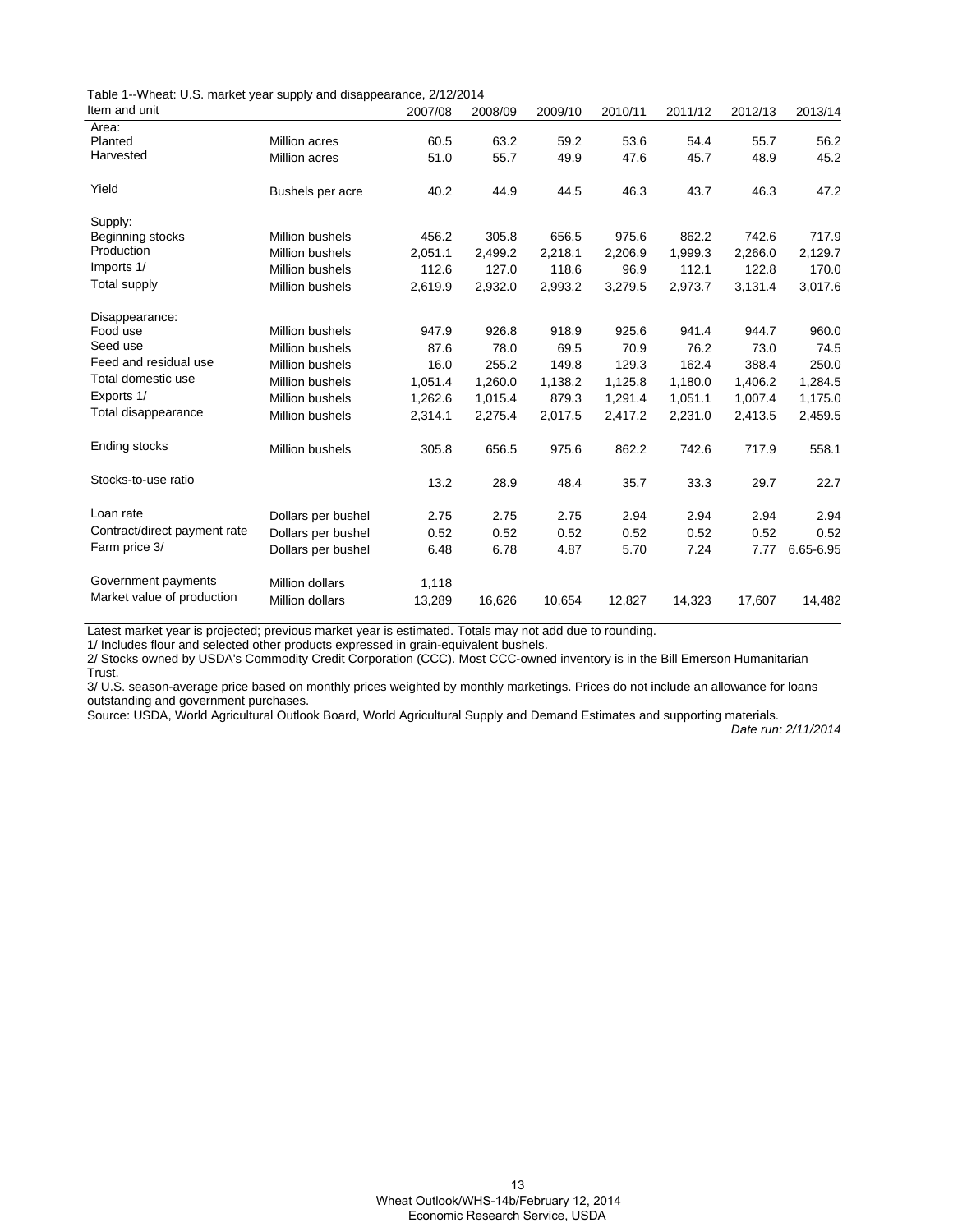Table 1--Wheat: U.S. market year supply and disappearance, 2/12/2014

| Item and unit | | 2007/08 | 2008/09 | 2009/10 | 2010/11 | 2011/12 | 2012/13 | 2013/14 |
|---|---|---|---|---|---|---|---|---|
| Area: | | | | | | | | |
| Planted | Million acres | 60.5 | 63.2 | 59.2 | 53.6 | 54.4 | 55.7 | 56.2 |
| Harvested | Million acres | 51.0 | 55.7 | 49.9 | 47.6 | 45.7 | 48.9 | 45.2 |
| Yield | Bushels per acre | 40.2 | 44.9 | 44.5 | 46.3 | 43.7 | 46.3 | 47.2 |
| Supply: | | | | | | | | |
| Beginning stocks | Million bushels | 456.2 | 305.8 | 656.5 | 975.6 | 862.2 | 742.6 | 717.9 |
| Production | Million bushels | 2,051.1 | 2,499.2 | 2,218.1 | 2,206.9 | 1,999.3 | 2,266.0 | 2,129.7 |
| Imports 1/ | Million bushels | 112.6 | 127.0 | 118.6 | 96.9 | 112.1 | 122.8 | 170.0 |
| Total supply | Million bushels | 2,619.9 | 2,932.0 | 2,993.2 | 3,279.5 | 2,973.7 | 3,131.4 | 3,017.6 |
| Disappearance: | | | | | | | | |
| Food use | Million bushels | 947.9 | 926.8 | 918.9 | 925.6 | 941.4 | 944.7 | 960.0 |
| Seed use | Million bushels | 87.6 | 78.0 | 69.5 | 70.9 | 76.2 | 73.0 | 74.5 |
| Feed and residual use | Million bushels | 16.0 | 255.2 | 149.8 | 129.3 | 162.4 | 388.4 | 250.0 |
| Total domestic use | Million bushels | 1,051.4 | 1,260.0 | 1,138.2 | 1,125.8 | 1,180.0 | 1,406.2 | 1,284.5 |
| Exports 1/ | Million bushels | 1,262.6 | 1,015.4 | 879.3 | 1,291.4 | 1,051.1 | 1,007.4 | 1,175.0 |
| Total disappearance | Million bushels | 2,314.1 | 2,275.4 | 2,017.5 | 2,417.2 | 2,231.0 | 2,413.5 | 2,459.5 |
| Ending stocks | Million bushels | 305.8 | 656.5 | 975.6 | 862.2 | 742.6 | 717.9 | 558.1 |
| Stocks-to-use ratio | | 13.2 | 28.9 | 48.4 | 35.7 | 33.3 | 29.7 | 22.7 |
| Loan rate | Dollars per bushel | 2.75 | 2.75 | 2.75 | 2.94 | 2.94 | 2.94 | 2.94 |
| Contract/direct payment rate | Dollars per bushel | 0.52 | 0.52 | 0.52 | 0.52 | 0.52 | 0.52 | 0.52 |
| Farm price 3/ | Dollars per bushel | 6.48 | 6.78 | 4.87 | 5.70 | 7.24 | 7.77 | 6.65-6.95 |
| Government payments | Million dollars | 1,118 | | | | | | |
| Market value of production | Million dollars | 13,289 | 16,626 | 10,654 | 12,827 | 14,323 | 17,607 | 14,482 |

Latest market year is projected; previous market year is estimated. Totals may not add due to rounding.
1/ Includes flour and selected other products expressed in grain-equivalent bushels.
2/ Stocks owned by USDA's Commodity Credit Corporation (CCC). Most CCC-owned inventory is in the Bill Emerson Humanitarian Trust.
3/ U.S. season-average price based on monthly prices weighted by monthly marketings. Prices do not include an allowance for loans outstanding and government purchases.
Source: USDA, World Agricultural Outlook Board, World Agricultural Supply and Demand Estimates and supporting materials.

*Date run: 2/11/2014*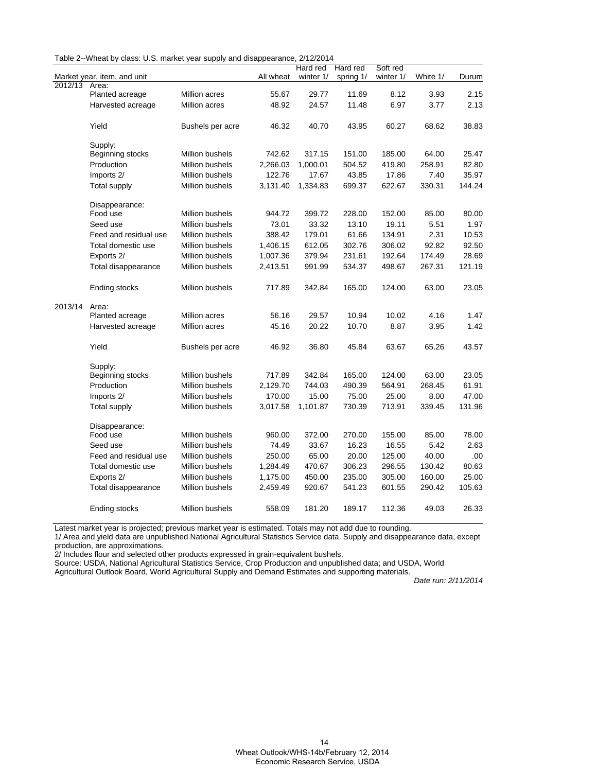Table 2--Wheat by class: U.S. market year supply and disappearance, 2/12/2014

| Market year, item, and unit | | | All wheat | Hard red winter 1/ | Hard red spring 1/ | Soft red winter 1/ | White 1/ | Durum |
|---|---|---|---|---|---|---|---|---|
| 2012/13 | Area: | | | | | | | |
| | Planted acreage | Million acres | 55.67 | 29.77 | 11.69 | 8.12 | 3.93 | 2.15 |
| | Harvested acreage | Million acres | 48.92 | 24.57 | 11.48 | 6.97 | 3.77 | 2.13 |
| | Yield | Bushels per acre | 46.32 | 40.70 | 43.95 | 60.27 | 68.62 | 38.83 |
| | Supply: | | | | | | | |
| | Beginning stocks | Million bushels | 742.62 | 317.15 | 151.00 | 185.00 | 64.00 | 25.47 |
| | Production | Million bushels | 2,266.03 | 1,000.01 | 504.52 | 419.80 | 258.91 | 82.80 |
| | Imports 2/ | Million bushels | 122.76 | 17.67 | 43.85 | 17.86 | 7.40 | 35.97 |
| | Total supply | Million bushels | 3,131.40 | 1,334.83 | 699.37 | 622.67 | 330.31 | 144.24 |
| | Disappearance: | | | | | | | |
| | Food use | Million bushels | 944.72 | 399.72 | 228.00 | 152.00 | 85.00 | 80.00 |
| | Seed use | Million bushels | 73.01 | 33.32 | 13.10 | 19.11 | 5.51 | 1.97 |
| | Feed and residual use | Million bushels | 388.42 | 179.01 | 61.66 | 134.91 | 2.31 | 10.53 |
| | Total domestic use | Million bushels | 1,406.15 | 612.05 | 302.76 | 306.02 | 92.82 | 92.50 |
| | Exports 2/ | Million bushels | 1,007.36 | 379.94 | 231.61 | 192.64 | 174.49 | 28.69 |
| | Total disappearance | Million bushels | 2,413.51 | 991.99 | 534.37 | 498.67 | 267.31 | 121.19 |
| | Ending stocks | Million bushels | 717.89 | 342.84 | 165.00 | 124.00 | 63.00 | 23.05 |
| 2013/14 | Area: | | | | | | | |
| | Planted acreage | Million acres | 56.16 | 29.57 | 10.94 | 10.02 | 4.16 | 1.47 |
| | Harvested acreage | Million acres | 45.16 | 20.22 | 10.70 | 8.87 | 3.95 | 1.42 |
| | Yield | Bushels per acre | 46.92 | 36.80 | 45.84 | 63.67 | 65.26 | 43.57 |
| | Supply: | | | | | | | |
| | Beginning stocks | Million bushels | 717.89 | 342.84 | 165.00 | 124.00 | 63.00 | 23.05 |
| | Production | Million bushels | 2,129.70 | 744.03 | 490.39 | 564.91 | 268.45 | 61.91 |
| | Imports 2/ | Million bushels | 170.00 | 15.00 | 75.00 | 25.00 | 8.00 | 47.00 |
| | Total supply | Million bushels | 3,017.58 | 1,101.87 | 730.39 | 713.91 | 339.45 | 131.96 |
| | Disappearance: | | | | | | | |
| | Food use | Million bushels | 960.00 | 372.00 | 270.00 | 155.00 | 85.00 | 78.00 |
| | Seed use | Million bushels | 74.49 | 33.67 | 16.23 | 16.55 | 5.42 | 2.63 |
| | Feed and residual use | Million bushels | 250.00 | 65.00 | 20.00 | 125.00 | 40.00 | .00 |
| | Total domestic use | Million bushels | 1,284.49 | 470.67 | 306.23 | 296.55 | 130.42 | 80.63 |
| | Exports 2/ | Million bushels | 1,175.00 | 450.00 | 235.00 | 305.00 | 160.00 | 25.00 |
| | Total disappearance | Million bushels | 2,459.49 | 920.67 | 541.23 | 601.55 | 290.42 | 105.63 |
| | Ending stocks | Million bushels | 558.09 | 181.20 | 189.17 | 112.36 | 49.03 | 26.33 |

Latest market year is projected; previous market year is estimated. Totals may not add due to rounding.

1/ Area and yield data are unpublished National Agricultural Statistics Service data. Supply and disappearance data, except production, are approximations.

2/ Includes flour and selected other products expressed in grain-equivalent bushels.

Source: USDA, National Agricultural Statistics Service, Crop Production and unpublished data; and USDA, World Agricultural Outlook Board, World Agricultural Supply and Demand Estimates and supporting materials.

*Date run: 2/11/2014*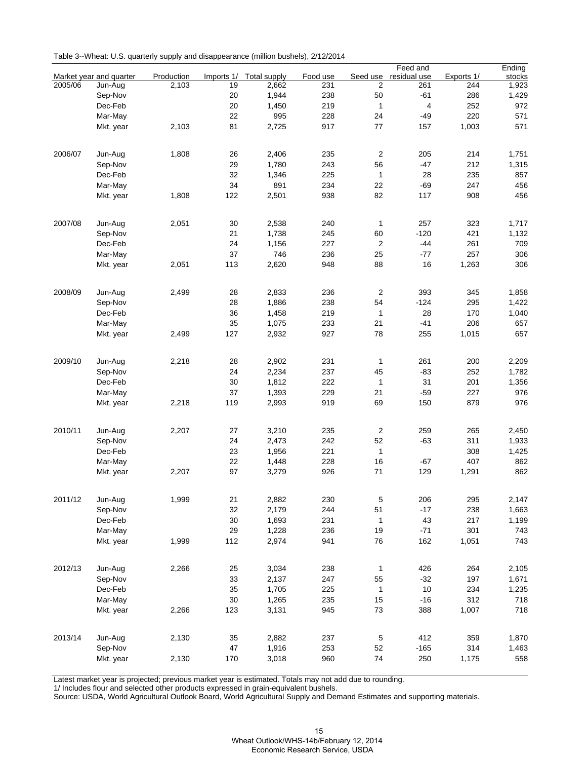Table 3--Wheat: U.S. quarterly supply and disappearance (million bushels), 2/12/2014

| Market year and quarter | | Production | Imports 1/ | Total supply | Food use | Seed use | Feed and residual use | Exports 1/ | Ending stocks |
|---|---|---|---|---|---|---|---|---|---|
| 2005/06 | Jun-Aug | 2,103 | 19 | 2,662 | 231 | 2 | 261 | 244 | 1,923 |
| | Sep-Nov | | 20 | 1,944 | 238 | 50 | -61 | 286 | 1,429 |
| | Dec-Feb | | 20 | 1,450 | 219 | 1 | 4 | 252 | 972 |
| | Mar-May | | 22 | 995 | 228 | 24 | -49 | 220 | 571 |
| | Mkt. year | 2,103 | 81 | 2,725 | 917 | 77 | 157 | 1,003 | 571 |
| 2006/07 | Jun-Aug | 1,808 | 26 | 2,406 | 235 | 2 | 205 | 214 | 1,751 |
| | Sep-Nov | | 29 | 1,780 | 243 | 56 | -47 | 212 | 1,315 |
| | Dec-Feb | | 32 | 1,346 | 225 | 1 | 28 | 235 | 857 |
| | Mar-May | | 34 | 891 | 234 | 22 | -69 | 247 | 456 |
| | Mkt. year | 1,808 | 122 | 2,501 | 938 | 82 | 117 | 908 | 456 |
| 2007/08 | Jun-Aug | 2,051 | 30 | 2,538 | 240 | 1 | 257 | 323 | 1,717 |
| | Sep-Nov | | 21 | 1,738 | 245 | 60 | -120 | 421 | 1,132 |
| | Dec-Feb | | 24 | 1,156 | 227 | 2 | -44 | 261 | 709 |
| | Mar-May | | 37 | 746 | 236 | 25 | -77 | 257 | 306 |
| | Mkt. year | 2,051 | 113 | 2,620 | 948 | 88 | 16 | 1,263 | 306 |
| 2008/09 | Jun-Aug | 2,499 | 28 | 2,833 | 236 | 2 | 393 | 345 | 1,858 |
| | Sep-Nov | | 28 | 1,886 | 238 | 54 | -124 | 295 | 1,422 |
| | Dec-Feb | | 36 | 1,458 | 219 | 1 | 28 | 170 | 1,040 |
| | Mar-May | | 35 | 1,075 | 233 | 21 | -41 | 206 | 657 |
| | Mkt. year | 2,499 | 127 | 2,932 | 927 | 78 | 255 | 1,015 | 657 |
| 2009/10 | Jun-Aug | 2,218 | 28 | 2,902 | 231 | 1 | 261 | 200 | 2,209 |
| | Sep-Nov | | 24 | 2,234 | 237 | 45 | -83 | 252 | 1,782 |
| | Dec-Feb | | 30 | 1,812 | 222 | 1 | 31 | 201 | 1,356 |
| | Mar-May | | 37 | 1,393 | 229 | 21 | -59 | 227 | 976 |
| | Mkt. year | 2,218 | 119 | 2,993 | 919 | 69 | 150 | 879 | 976 |
| 2010/11 | Jun-Aug | 2,207 | 27 | 3,210 | 235 | 2 | 259 | 265 | 2,450 |
| | Sep-Nov | | 24 | 2,473 | 242 | 52 | -63 | 311 | 1,933 |
| | Dec-Feb | | 23 | 1,956 | 221 | 1 | | 308 | 1,425 |
| | Mar-May | | 22 | 1,448 | 228 | 16 | -67 | 407 | 862 |
| | Mkt. year | 2,207 | 97 | 3,279 | 926 | 71 | 129 | 1,291 | 862 |
| 2011/12 | Jun-Aug | 1,999 | 21 | 2,882 | 230 | 5 | 206 | 295 | 2,147 |
| | Sep-Nov | | 32 | 2,179 | 244 | 51 | -17 | 238 | 1,663 |
| | Dec-Feb | | 30 | 1,693 | 231 | 1 | 43 | 217 | 1,199 |
| | Mar-May | | 29 | 1,228 | 236 | 19 | -71 | 301 | 743 |
| | Mkt. year | 1,999 | 112 | 2,974 | 941 | 76 | 162 | 1,051 | 743 |
| 2012/13 | Jun-Aug | 2,266 | 25 | 3,034 | 238 | 1 | 426 | 264 | 2,105 |
| | Sep-Nov | | 33 | 2,137 | 247 | 55 | -32 | 197 | 1,671 |
| | Dec-Feb | | 35 | 1,705 | 225 | 1 | 10 | 234 | 1,235 |
| | Mar-May | | 30 | 1,265 | 235 | 15 | -16 | 312 | 718 |
| | Mkt. year | 2,266 | 123 | 3,131 | 945 | 73 | 388 | 1,007 | 718 |
| 2013/14 | Jun-Aug | 2,130 | 35 | 2,882 | 237 | 5 | 412 | 359 | 1,870 |
| | Sep-Nov | | 47 | 1,916 | 253 | 52 | -165 | 314 | 1,463 |
| | Mkt. year | 2,130 | 170 | 3,018 | 960 | 74 | 250 | 1,175 | 558 |

Latest market year is projected; previous market year is estimated. Totals may not add due to rounding.
1/ Includes flour and selected other products expressed in grain-equivalent bushels.
Source: USDA, World Agricultural Outlook Board, World Agricultural Supply and Demand Estimates and supporting materials.

Wheat Outlook/WHS-14b/February 12, 2014
Economic Research Service, USDA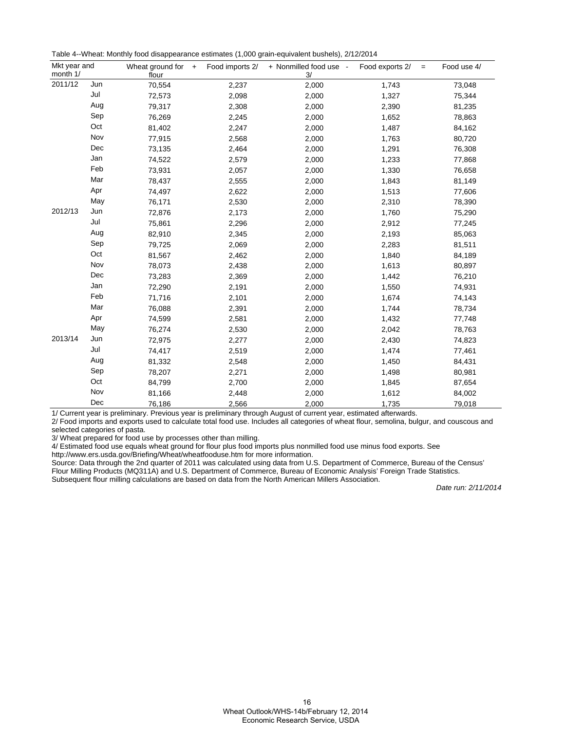Table 4--Wheat: Monthly food disappearance estimates (1,000 grain-equivalent bushels), 2/12/2014

| Mkt year and month 1/ | | Wheat ground for flour + | Food imports 2/ | + Nonmilled food use 3/ - | Food exports 2/ = | Food use 4/ |
|---|---|---|---|---|---|---|
| 2011/12 | Jun | 70,554 | 2,237 | 2,000 | 1,743 | 73,048 |
| | Jul | 72,573 | 2,098 | 2,000 | 1,327 | 75,344 |
| | Aug | 79,317 | 2,308 | 2,000 | 2,390 | 81,235 |
| | Sep | 76,269 | 2,245 | 2,000 | 1,652 | 78,863 |
| | Oct | 81,402 | 2,247 | 2,000 | 1,487 | 84,162 |
| | Nov | 77,915 | 2,568 | 2,000 | 1,763 | 80,720 |
| | Dec | 73,135 | 2,464 | 2,000 | 1,291 | 76,308 |
| | Jan | 74,522 | 2,579 | 2,000 | 1,233 | 77,868 |
| | Feb | 73,931 | 2,057 | 2,000 | 1,330 | 76,658 |
| | Mar | 78,437 | 2,555 | 2,000 | 1,843 | 81,149 |
| | Apr | 74,497 | 2,622 | 2,000 | 1,513 | 77,606 |
| | May | 76,171 | 2,530 | 2,000 | 2,310 | 78,390 |
| 2012/13 | Jun | 72,876 | 2,173 | 2,000 | 1,760 | 75,290 |
| | Jul | 75,861 | 2,296 | 2,000 | 2,912 | 77,245 |
| | Aug | 82,910 | 2,345 | 2,000 | 2,193 | 85,063 |
| | Sep | 79,725 | 2,069 | 2,000 | 2,283 | 81,511 |
| | Oct | 81,567 | 2,462 | 2,000 | 1,840 | 84,189 |
| | Nov | 78,073 | 2,438 | 2,000 | 1,613 | 80,897 |
| | Dec | 73,283 | 2,369 | 2,000 | 1,442 | 76,210 |
| | Jan | 72,290 | 2,191 | 2,000 | 1,550 | 74,931 |
| | Feb | 71,716 | 2,101 | 2,000 | 1,674 | 74,143 |
| | Mar | 76,088 | 2,391 | 2,000 | 1,744 | 78,734 |
| | Apr | 74,599 | 2,581 | 2,000 | 1,432 | 77,748 |
| | May | 76,274 | 2,530 | 2,000 | 2,042 | 78,763 |
| 2013/14 | Jun | 72,975 | 2,277 | 2,000 | 2,430 | 74,823 |
| | Jul | 74,417 | 2,519 | 2,000 | 1,474 | 77,461 |
| | Aug | 81,332 | 2,548 | 2,000 | 1,450 | 84,431 |
| | Sep | 78,207 | 2,271 | 2,000 | 1,498 | 80,981 |
| | Oct | 84,799 | 2,700 | 2,000 | 1,845 | 87,654 |
| | Nov | 81,166 | 2,448 | 2,000 | 1,612 | 84,002 |
| | Dec | 76,186 | 2,566 | 2,000 | 1,735 | 79,018 |

1/ Current year is preliminary. Previous year is preliminary through August of current year, estimated afterwards.

2/ Food imports and exports used to calculate total food use. Includes all categories of wheat flour, semolina, bulgur, and couscous and selected categories of pasta.

3/ Wheat prepared for food use by processes other than milling.

4/ Estimated food use equals wheat ground for flour plus food imports plus nonmilled food use minus food exports. See http://www.ers.usda.gov/Briefing/Wheat/wheatfooduse.htm for more information.

Source: Data through the 2nd quarter of 2011 was calculated using data from U.S. Department of Commerce, Bureau of the Census' Flour Milling Products (MQ311A) and U.S. Department of Commerce, Bureau of Economic Analysis' Foreign Trade Statistics. Subsequent flour milling calculations are based on data from the North American Millers Association.

*Date run: 2/11/2014*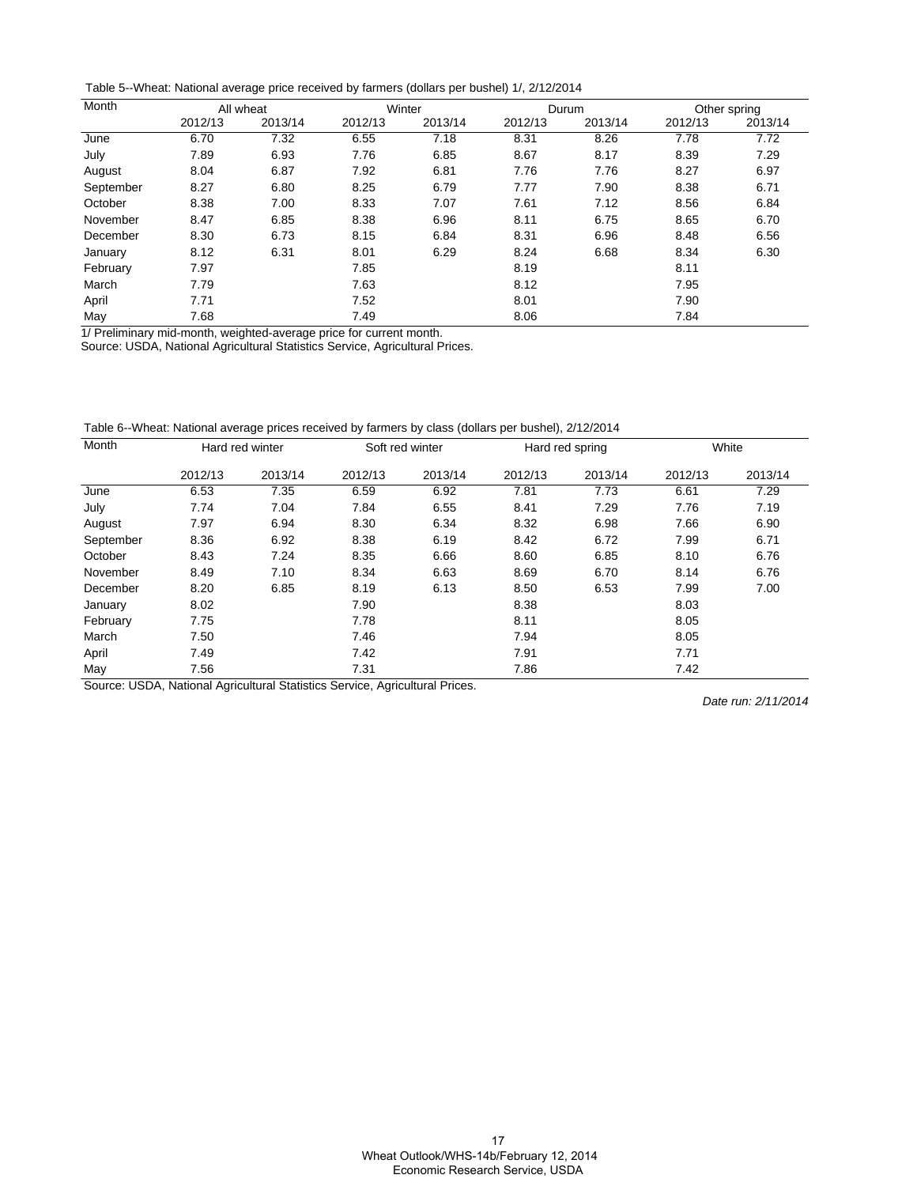Table 5--Wheat: National average price received by farmers (dollars per bushel) 1/, 2/12/2014

| Month | All wheat | | Winter | | Durum | | Other spring | |
|---|---|---|---|---|---|---|---|---|
| | 2012/13 | 2013/14 | 2012/13 | 2013/14 | 2012/13 | 2013/14 | 2012/13 | 2013/14 |
| June | 6.70 | 7.32 | 6.55 | 7.18 | 8.31 | 8.26 | 7.78 | 7.72 |
| July | 7.89 | 6.93 | 7.76 | 6.85 | 8.67 | 8.17 | 8.39 | 7.29 |
| August | 8.04 | 6.87 | 7.92 | 6.81 | 7.76 | 7.76 | 8.27 | 6.97 |
| September | 8.27 | 6.80 | 8.25 | 6.79 | 7.77 | 7.90 | 8.38 | 6.71 |
| October | 8.38 | 7.00 | 8.33 | 7.07 | 7.61 | 7.12 | 8.56 | 6.84 |
| November | 8.47 | 6.85 | 8.38 | 6.96 | 8.11 | 6.75 | 8.65 | 6.70 |
| December | 8.30 | 6.73 | 8.15 | 6.84 | 8.31 | 6.96 | 8.48 | 6.56 |
| January | 8.12 | 6.31 | 8.01 | 6.29 | 8.24 | 6.68 | 8.34 | 6.30 |
| February | 7.97 | | 7.85 | | 8.19 | | 8.11 | |
| March | 7.79 | | 7.63 | | 8.12 | | 7.95 | |
| April | 7.71 | | 7.52 | | 8.01 | | 7.90 | |
| May | 7.68 | | 7.49 | | 8.06 | | 7.84 | |

1/ Preliminary mid-month, weighted-average price for current month.
Source: USDA, National Agricultural Statistics Service, Agricultural Prices.

Table 6--Wheat: National average prices received by farmers by class (dollars per bushel), 2/12/2014

| Month | Hard red winter | | Soft red winter | | Hard red spring | | White | |
|---|---|---|---|---|---|---|---|---|
| | 2012/13 | 2013/14 | 2012/13 | 2013/14 | 2012/13 | 2013/14 | 2012/13 | 2013/14 |
| June | 6.53 | 7.35 | 6.59 | 6.92 | 7.81 | 7.73 | 6.61 | 7.29 |
| July | 7.74 | 7.04 | 7.84 | 6.55 | 8.41 | 7.29 | 7.76 | 7.19 |
| August | 7.97 | 6.94 | 8.30 | 6.34 | 8.32 | 6.98 | 7.66 | 6.90 |
| September | 8.36 | 6.92 | 8.38 | 6.19 | 8.42 | 6.72 | 7.99 | 6.71 |
| October | 8.43 | 7.24 | 8.35 | 6.66 | 8.60 | 6.85 | 8.10 | 6.76 |
| November | 8.49 | 7.10 | 8.34 | 6.63 | 8.69 | 6.70 | 8.14 | 6.76 |
| December | 8.20 | 6.85 | 8.19 | 6.13 | 8.50 | 6.53 | 7.99 | 7.00 |
| January | 8.02 | | 7.90 | | 8.38 | | 8.03 | |
| February | 7.75 | | 7.78 | | 8.11 | | 8.05 | |
| March | 7.50 | | 7.46 | | 7.94 | | 8.05 | |
| April | 7.49 | | 7.42 | | 7.91 | | 7.71 | |
| May | 7.56 | | 7.31 | | 7.86 | | 7.42 | |

Source: USDA, National Agricultural Statistics Service, Agricultural Prices.

*Date run: 2/11/2014*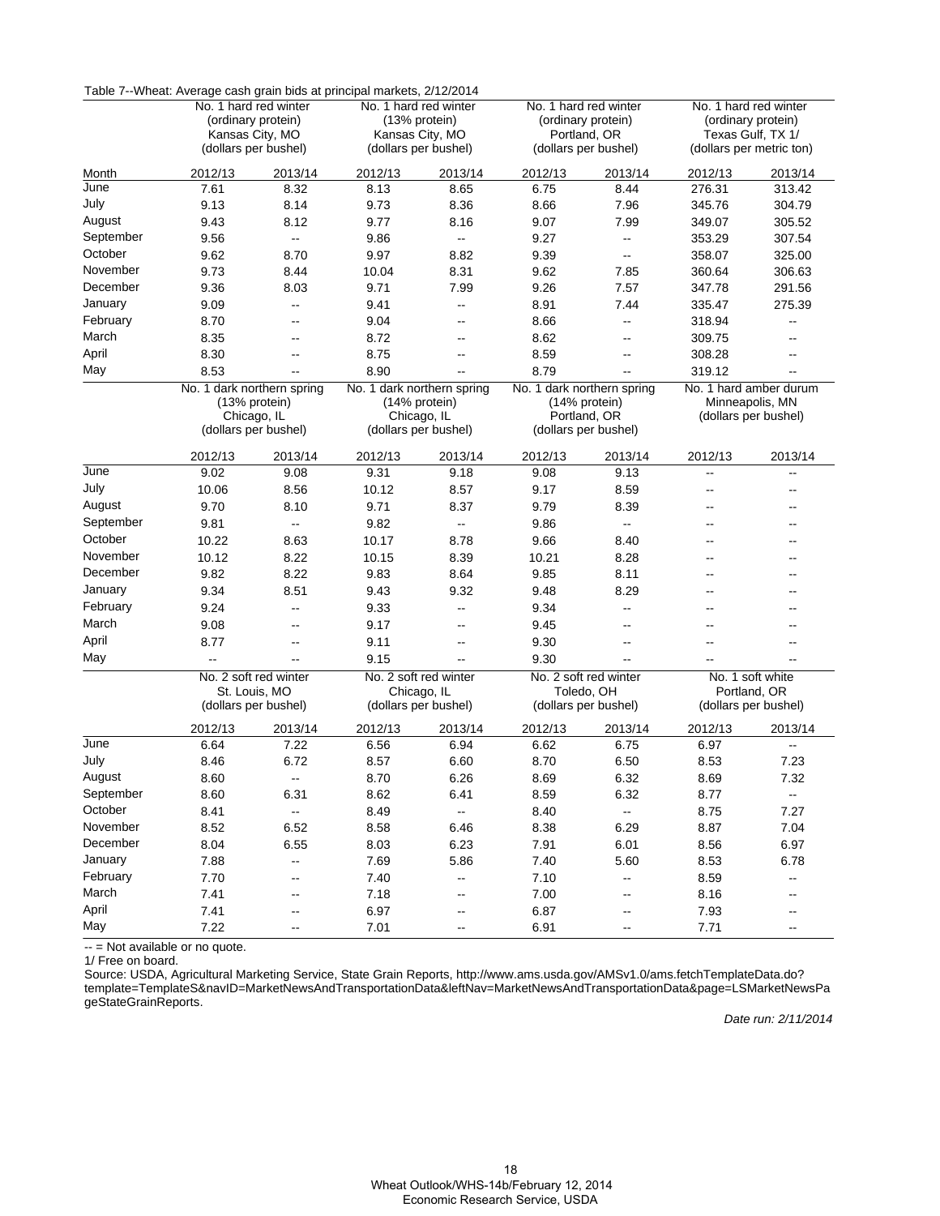Table 7--Wheat: Average cash grain bids at principal markets, 2/12/2014

| | No. 1 hard red winter (ordinary protein) Kansas City, MO (dollars per bushel) | | No. 1 hard red winter (13% protein) Kansas City, MO (dollars per bushel) | | No. 1 hard red winter (ordinary protein) Portland, OR (dollars per bushel) | | No. 1 hard red winter (ordinary protein) Texas Gulf, TX 1/ (dollars per metric ton) | |
|---|---|---|---|---|---|---|---|---|
| Month | 2012/13 | 2013/14 | 2012/13 | 2013/14 | 2012/13 | 2013/14 | 2012/13 | 2013/14 |
| June | 7.61 | 8.32 | 8.13 | 8.65 | 6.75 | 8.44 | 276.31 | 313.42 |
| July | 9.13 | 8.14 | 9.73 | 8.36 | 8.66 | 7.96 | 345.76 | 304.79 |
| August | 9.43 | 8.12 | 9.77 | 8.16 | 9.07 | 7.99 | 349.07 | 305.52 |
| September | 9.56 | -- | 9.86 | -- | 9.27 | -- | 353.29 | 307.54 |
| October | 9.62 | 8.70 | 9.97 | 8.82 | 9.39 | -- | 358.07 | 325.00 |
| November | 9.73 | 8.44 | 10.04 | 8.31 | 9.62 | 7.85 | 360.64 | 306.63 |
| December | 9.36 | 8.03 | 9.71 | 7.99 | 9.26 | 7.57 | 347.78 | 291.56 |
| January | 9.09 | -- | 9.41 | -- | 8.91 | 7.44 | 335.47 | 275.39 |
| February | 8.70 | -- | 9.04 | -- | 8.66 | -- | 318.94 | -- |
| March | 8.35 | -- | 8.72 | -- | 8.62 | -- | 309.75 | -- |
| April | 8.30 | -- | 8.75 | -- | 8.59 | -- | 308.28 | -- |
| May | 8.53 | -- | 8.90 | -- | 8.79 | -- | 319.12 | -- |
| | No. 1 dark northern spring (13% protein) Chicago, IL (dollars per bushel) | | No. 1 dark northern spring (14% protein) Chicago, IL (dollars per bushel) | | No. 1 dark northern spring (14% protein) Portland, OR (dollars per bushel) | | No. 1 hard amber durum Minneapolis, MN (dollars per bushel) | |
| | 2012/13 | 2013/14 | 2012/13 | 2013/14 | 2012/13 | 2013/14 | 2012/13 | 2013/14 |
| June | 9.02 | 9.08 | 9.31 | 9.18 | 9.08 | 9.13 | -- | -- |
| July | 10.06 | 8.56 | 10.12 | 8.57 | 9.17 | 8.59 | -- | -- |
| August | 9.70 | 8.10 | 9.71 | 8.37 | 9.79 | 8.39 | -- | -- |
| September | 9.81 | -- | 9.82 | -- | 9.86 | -- | -- | -- |
| October | 10.22 | 8.63 | 10.17 | 8.78 | 9.66 | 8.40 | -- | -- |
| November | 10.12 | 8.22 | 10.15 | 8.39 | 10.21 | 8.28 | -- | -- |
| December | 9.82 | 8.22 | 9.83 | 8.64 | 9.85 | 8.11 | -- | -- |
| January | 9.34 | 8.51 | 9.43 | 9.32 | 9.48 | 8.29 | -- | -- |
| February | 9.24 | -- | 9.33 | -- | 9.34 | -- | -- | -- |
| March | 9.08 | -- | 9.17 | -- | 9.45 | -- | -- | -- |
| April | 8.77 | -- | 9.11 | -- | 9.30 | -- | -- | -- |
| May | -- | -- | 9.15 | -- | 9.30 | -- | -- | -- |
| | No. 2 soft red winter St. Louis, MO (dollars per bushel) | | No. 2 soft red winter Chicago, IL (dollars per bushel) | | No. 2 soft red winter Toledo, OH (dollars per bushel) | | No. 1 soft white Portland, OR (dollars per bushel) | |
| | 2012/13 | 2013/14 | 2012/13 | 2013/14 | 2012/13 | 2013/14 | 2012/13 | 2013/14 |
| June | 6.64 | 7.22 | 6.56 | 6.94 | 6.62 | 6.75 | 6.97 | -- |
| July | 8.46 | 6.72 | 8.57 | 6.60 | 8.70 | 6.50 | 8.53 | 7.23 |
| August | 8.60 | -- | 8.70 | 6.26 | 8.69 | 6.32 | 8.69 | 7.32 |
| September | 8.60 | 6.31 | 8.62 | 6.41 | 8.59 | 6.32 | 8.77 | -- |
| October | 8.41 | -- | 8.49 | -- | 8.40 | -- | 8.75 | 7.27 |
| November | 8.52 | 6.52 | 8.58 | 6.46 | 8.38 | 6.29 | 8.87 | 7.04 |
| December | 8.04 | 6.55 | 8.03 | 6.23 | 7.91 | 6.01 | 8.56 | 6.97 |
| January | 7.88 | -- | 7.69 | 5.86 | 7.40 | 5.60 | 8.53 | 6.78 |
| February | 7.70 | -- | 7.40 | -- | 7.10 | -- | 8.59 | -- |
| March | 7.41 | -- | 7.18 | -- | 7.00 | -- | 8.16 | -- |
| April | 7.41 | -- | 6.97 | -- | 6.87 | -- | 7.93 | -- |
| May | 7.22 | -- | 7.01 | -- | 6.91 | -- | 7.71 | -- |

-- = Not available or no quote.

1/ Free on board.

Source: USDA, Agricultural Marketing Service, State Grain Reports, http://www.ams.usda.gov/AMSv1.0/ams.fetchTemplateData.do?template=TemplateS&navID=MarketNewsAndTransportationData&leftNav=MarketNewsAndTransportationData&page=LSMarketNewsPageStateGrainReports.

*Date run: 2/11/2014*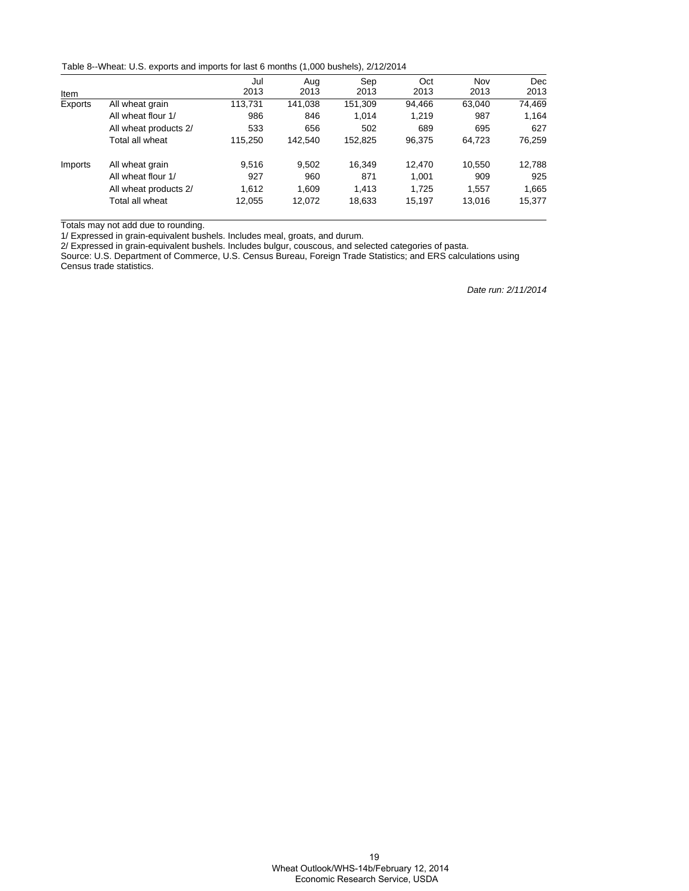Table 8--Wheat: U.S. exports and imports for last 6 months (1,000 bushels), 2/12/2014

| Item | | Jul 2013 | Aug 2013 | Sep 2013 | Oct 2013 | Nov 2013 | Dec 2013 |
|---|---|---|---|---|---|---|---|
| Exports | All wheat grain | 113,731 | 141,038 | 151,309 | 94,466 | 63,040 | 74,469 |
| | All wheat flour 1/ | 986 | 846 | 1,014 | 1,219 | 987 | 1,164 |
| | All wheat products 2/ | 533 | 656 | 502 | 689 | 695 | 627 |
| | Total all wheat | 115,250 | 142,540 | 152,825 | 96,375 | 64,723 | 76,259 |
| Imports | All wheat grain | 9,516 | 9,502 | 16,349 | 12,470 | 10,550 | 12,788 |
| | All wheat flour 1/ | 927 | 960 | 871 | 1,001 | 909 | 925 |
| | All wheat products 2/ | 1,612 | 1,609 | 1,413 | 1,725 | 1,557 | 1,665 |
| | Total all wheat | 12,055 | 12,072 | 18,633 | 15,197 | 13,016 | 15,377 |

Totals may not add due to rounding.

1/ Expressed in grain-equivalent bushels. Includes meal, groats, and durum.

2/ Expressed in grain-equivalent bushels. Includes bulgur, couscous, and selected categories of pasta.

Source: U.S. Department of Commerce, U.S. Census Bureau, Foreign Trade Statistics; and ERS calculations using Census trade statistics.

*Date run: 2/11/2014*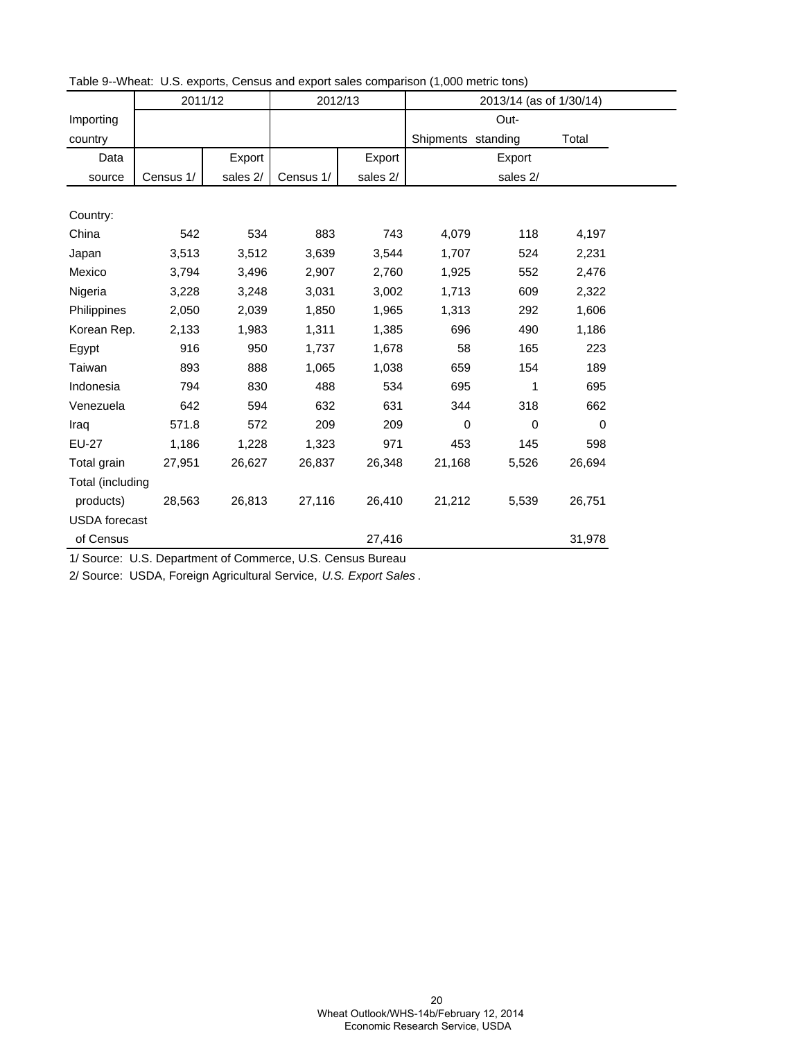Table 9--Wheat: U.S. exports, Census and export sales comparison (1,000 metric tons)

| Importing country | 2011/12 | | 2012/13 | | 2013/14 (as of 1/30/14) | | |
|---|---|---|---|---|---|---|---|
| | | | | | Shipments | Out-standing | Total |
| Data source | Census 1/ | Export sales 2/ | Census 1/ | Export sales 2/ | Export sales 2/ | | |
| Country: | | | | | | | |
| China | 542 | 534 | 883 | 743 | 4,079 | 118 | 4,197 |
| Japan | 3,513 | 3,512 | 3,639 | 3,544 | 1,707 | 524 | 2,231 |
| Mexico | 3,794 | 3,496 | 2,907 | 2,760 | 1,925 | 552 | 2,476 |
| Nigeria | 3,228 | 3,248 | 3,031 | 3,002 | 1,713 | 609 | 2,322 |
| Philippines | 2,050 | 2,039 | 1,850 | 1,965 | 1,313 | 292 | 1,606 |
| Korean Rep. | 2,133 | 1,983 | 1,311 | 1,385 | 696 | 490 | 1,186 |
| Egypt | 916 | 950 | 1,737 | 1,678 | 58 | 165 | 223 |
| Taiwan | 893 | 888 | 1,065 | 1,038 | 659 | 154 | 189 |
| Indonesia | 794 | 830 | 488 | 534 | 695 | 1 | 695 |
| Venezuela | 642 | 594 | 632 | 631 | 344 | 318 | 662 |
| Iraq | 571.8 | 572 | 209 | 209 | 0 | 0 | 0 |
| EU-27 | 1,186 | 1,228 | 1,323 | 971 | 453 | 145 | 598 |
| Total grain | 27,951 | 26,627 | 26,837 | 26,348 | 21,168 | 5,526 | 26,694 |
| Total (including products) | 28,563 | 26,813 | 27,116 | 26,410 | 21,212 | 5,539 | 26,751 |
| USDA forecast of Census | | | | 27,416 | | | 31,978 |

1/ Source: U.S. Department of Commerce, U.S. Census Bureau

2/ Source: USDA, Foreign Agricultural Service, *U.S. Export Sales* .